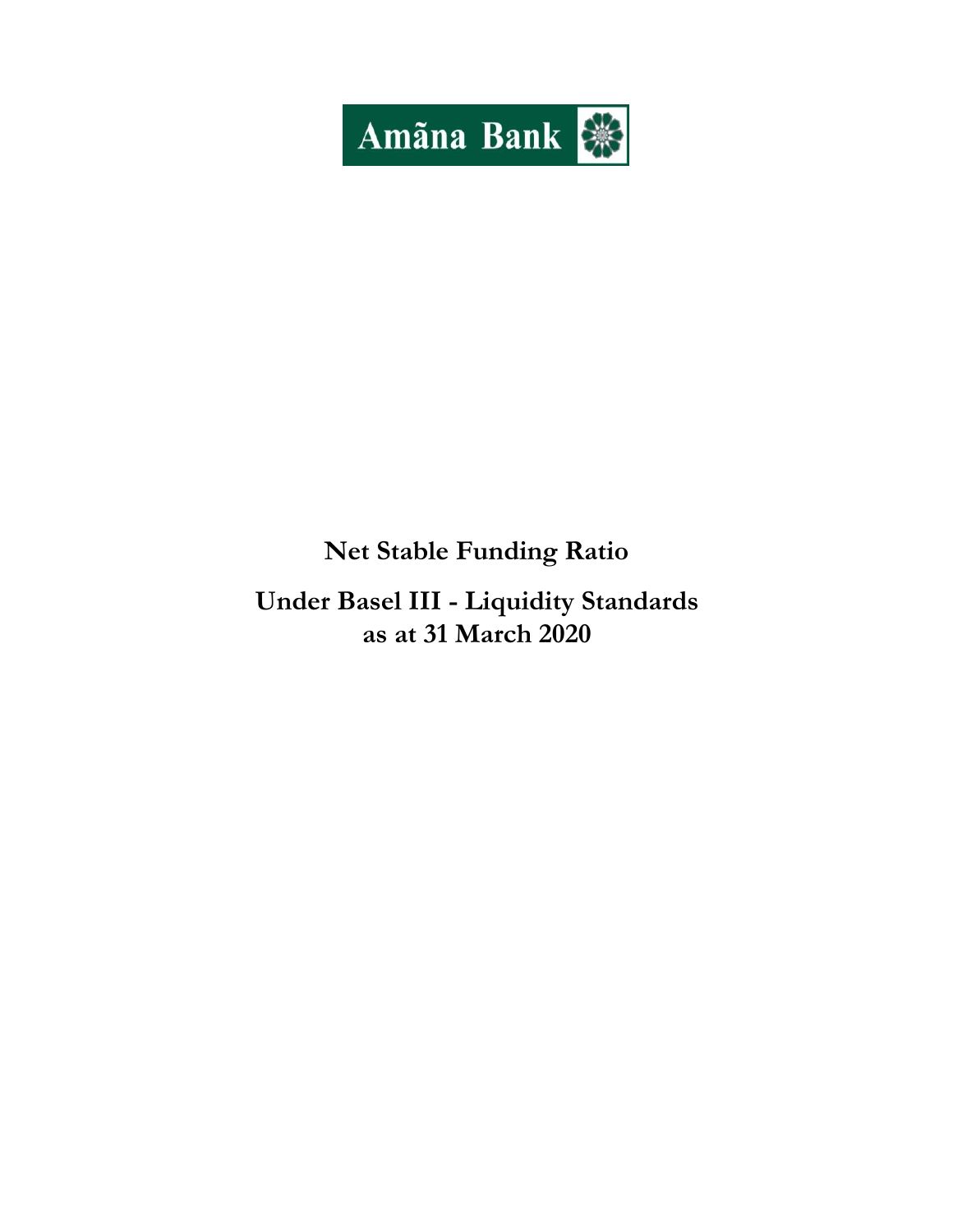Amãna Bank

# Net Stable Funding Ratio

## Under Basel III - Liquidity Standards as at 31 March 2020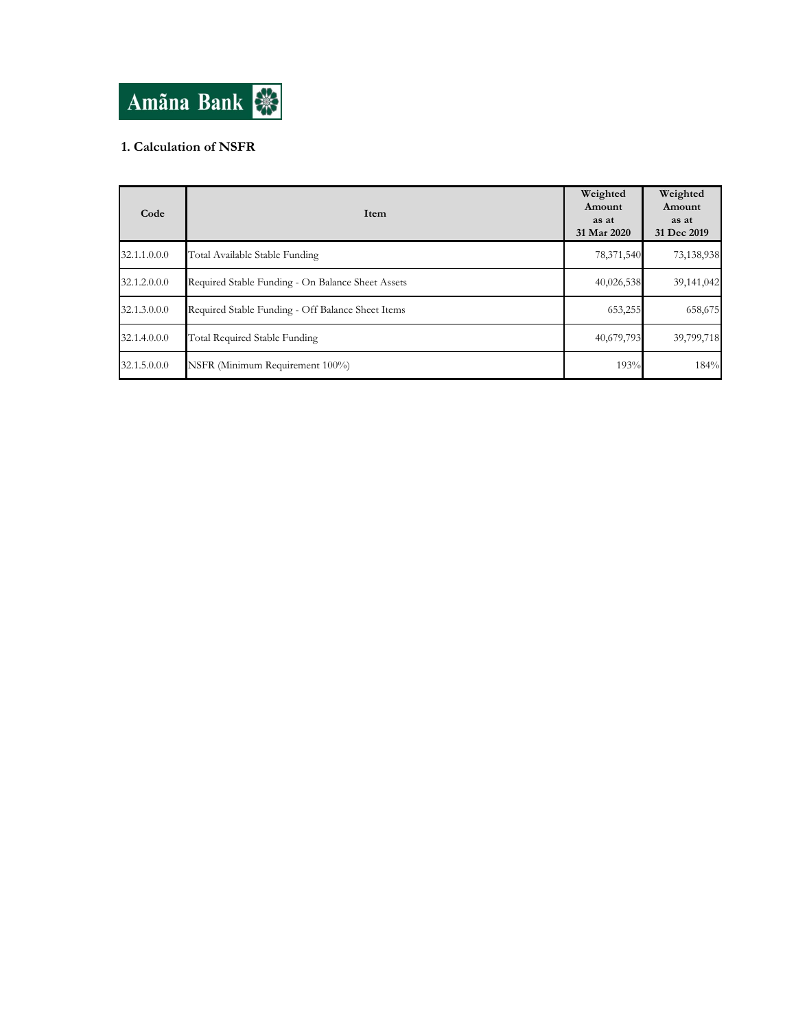Amãna Bank

## 1. Calculation of NSFR

| Code | Item | Weighted Amount as at 31 Mar 2020 | Weighted Amount as at 31 Dec 2019 |
|---|---|---|---|
| 32.1.1.0.0.0 | Total Available Stable Funding | 78,371,540 | 73,138,938 |
| 32.1.2.0.0.0 | Required Stable Funding - On Balance Sheet Assets | 40,026,538 | 39,141,042 |
| 32.1.3.0.0.0 | Required Stable Funding - Off Balance Sheet Items | 653,255 | 658,675 |
| 32.1.4.0.0.0 | Total Required Stable Funding | 40,679,793 | 39,799,718 |
| 32.1.5.0.0.0 | NSFR (Minimum Requirement 100%) | 193% | 184% |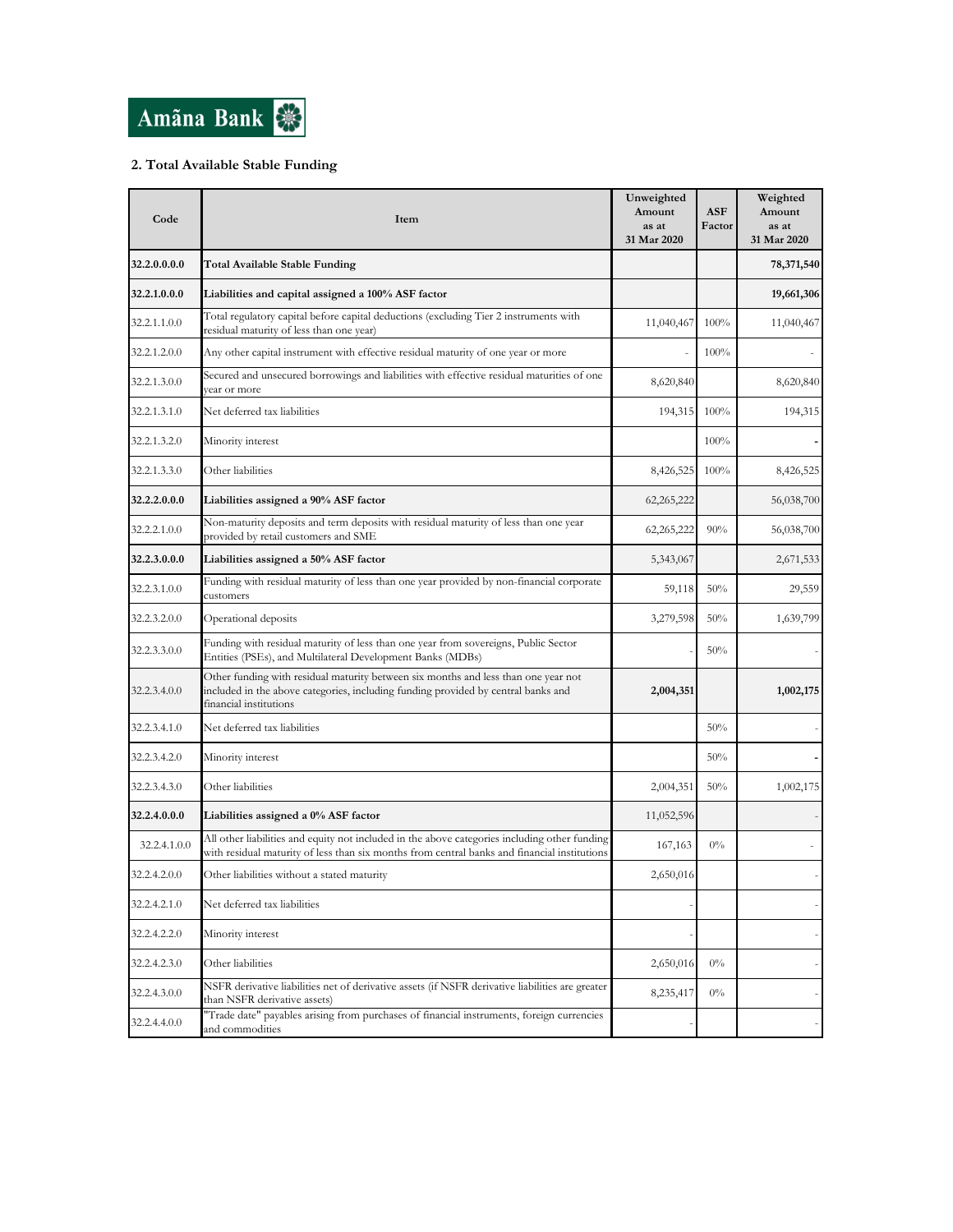Amãna Bank

## 2. Total Available Stable Funding

| Code | Item | Unweighted Amount as at 31 Mar 2020 | ASF Factor | Weighted Amount as at 31 Mar 2020 |
|---|---|---|---|---|
| **32.2.0.0.0.0** | **Total Available Stable Funding** | | | **78,371,540** |
| **32.2.1.0.0.0** | **Liabilities and capital assigned a 100% ASF factor** | | | **19,661,306** |
| 32.2.1.1.0.0 | Total regulatory capital before capital deductions (excluding Tier 2 instruments with residual maturity of less than one year) | 11,040,467 | 100% | 11,040,467 |
| 32.2.1.2.0.0 | Any other capital instrument with effective residual maturity of one year or more | - | 100% | - |
| 32.2.1.3.0.0 | Secured and unsecured borrowings and liabilities with effective residual maturities of one year or more | 8,620,840 | | 8,620,840 |
| 32.2.1.3.1.0 | Net deferred tax liabilities | 194,315 | 100% | 194,315 |
| 32.2.1.3.2.0 | Minority interest | | 100% | - |
| 32.2.1.3.3.0 | Other liabilities | 8,426,525 | 100% | 8,426,525 |
| **32.2.2.0.0.0** | **Liabilities assigned a 90% ASF factor** | 62,265,222 | | 56,038,700 |
| 32.2.2.1.0.0 | Non-maturity deposits and term deposits with residual maturity of less than one year provided by retail customers and SME | 62,265,222 | 90% | 56,038,700 |
| **32.2.3.0.0.0** | **Liabilities assigned a 50% ASF factor** | 5,343,067 | | 2,671,533 |
| 32.2.3.1.0.0 | Funding with residual maturity of less than one year provided by non-financial corporate customers | 59,118 | 50% | 29,559 |
| 32.2.3.2.0.0 | Operational deposits | 3,279,598 | 50% | 1,639,799 |
| 32.2.3.3.0.0 | Funding with residual maturity of less than one year from sovereigns, Public Sector Entities (PSEs), and Multilateral Development Banks (MDBs) | - | 50% | - |
| 32.2.3.4.0.0 | Other funding with residual maturity between six months and less than one year not included in the above categories, including funding provided by central banks and financial institutions | **2,004,351** | | **1,002,175** |
| 32.2.3.4.1.0 | Net deferred tax liabilities | | 50% | - |
| 32.2.3.4.2.0 | Minority interest | | 50% | - |
| 32.2.3.4.3.0 | Other liabilities | 2,004,351 | 50% | 1,002,175 |
| **32.2.4.0.0.0** | **Liabilities assigned a 0% ASF factor** | 11,052,596 | | - |
| 32.2.4.1.0.0 | All other liabilities and equity not included in the above categories including other funding with residual maturity of less than six months from central banks and financial institutions | 167,163 | 0% | - |
| 32.2.4.2.0.0 | Other liabilities without a stated maturity | 2,650,016 | | - |
| 32.2.4.2.1.0 | Net deferred tax liabilities | - | | - |
| 32.2.4.2.2.0 | Minority interest | - | | - |
| 32.2.4.2.3.0 | Other liabilities | 2,650,016 | 0% | - |
| 32.2.4.3.0.0 | NSFR derivative liabilities net of derivative assets (if NSFR derivative liabilities are greater than NSFR derivative assets) | 8,235,417 | 0% | - |
| 32.2.4.4.0.0 | "Trade date" payables arising from purchases of financial instruments, foreign currencies and commodities | - | | - |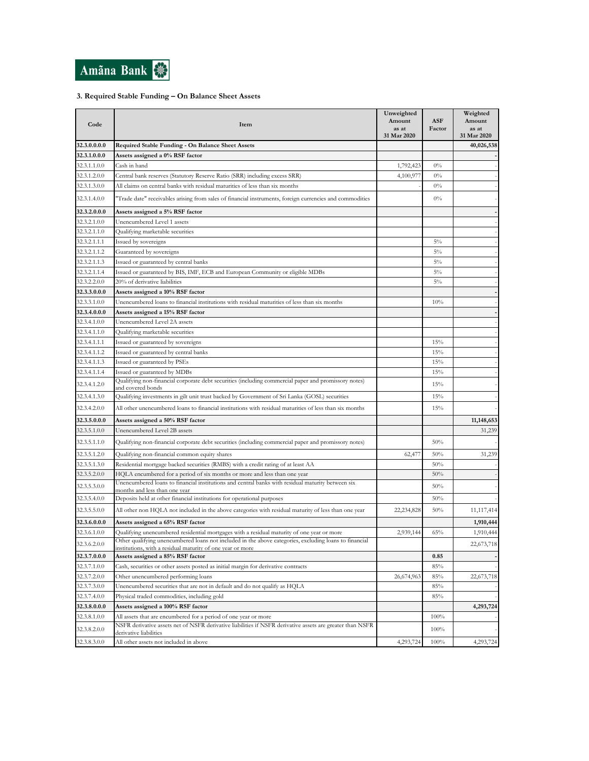Amãna Bank

### 3. Required Stable Funding – On Balance Sheet Assets

| Code | Item | Unweighted Amount as at 31 Mar 2020 | ASF Factor | Weighted Amount as at 31 Mar 2020 |
|---|---|---|---|---|
| **32.3.0.0.0.0** | **Required Stable Funding - On Balance Sheet Assets** | | | **40,026,538** |
| **32.3.1.0.0.0** | **Assets assigned a 0% RSF factor** | | | **-** |
| 32.3.1.1.0.0 | Cash in hand | 1,792,423 | 0% | - |
| 32.3.1.2.0.0 | Central bank reserves (Statutory Reserve Ratio (SRR) including excess SRR) | 4,100,977 | 0% | - |
| 32.3.1.3.0.0 | All claims on central banks with residual maturities of less than six months | - | 0% | - |
| 32.3.1.4.0.0 | "Trade date" receivables arising from sales of financial instruments, foreign currencies and commodities | | 0% | - |
| **32.3.2.0.0.0** | **Assets assigned a 5% RSF factor** | | | **-** |
| 32.3.2.1.0.0 | Unencumbered Level 1 assets | | | - |
| 32.3.2.1.1.0 | Qualifying marketable securities | | | - |
| 32.3.2.1.1.1 | Issued by sovereigns | | 5% | - |
| 32.3.2.1.1.2 | Guaranteed by sovereigns | | 5% | - |
| 32.3.2.1.1.3 | Issued or guaranteed by central banks | | 5% | - |
| 32.3.2.1.1.4 | Issued or guaranteed by BIS, IMF, ECB and European Community or eligible MDBs | | 5% | - |
| 32.3.2.2.0.0 | 20% of derivative liabilities | | 5% | - |
| **32.3.3.0.0.0** | **Assets assigned a 10% RSF factor** | | | **-** |
| 32.3.3.1.0.0 | Unencumbered loans to financial institutions with residual maturities of less than six months | | 10% | - |
| **32.3.4.0.0.0** | **Assets assigned a 15% RSF factor** | | | **-** |
| 32.3.4.1.0.0 | Unencumbered Level 2A assets | | | - |
| 32.3.4.1.1.0 | Qualifying marketable securities | | | - |
| 32.3.4.1.1.1 | Issued or guaranteed by sovereigns | | 15% | - |
| 32.3.4.1.1.2 | Issued or guaranteed by central banks | | 15% | - |
| 32.3.4.1.1.3 | Issued or guaranteed by PSEs | | 15% | - |
| 32.3.4.1.1.4 | Issued or guaranteed by MDBs | | 15% | - |
| 32.3.4.1.2.0 | Qualifying non-financial corporate debt securities (including commercial paper and promissory notes) and covered bonds | | 15% | - |
| 32.3.4.1.3.0 | Qualifying investments in gilt unit trust backed by Government of Sri Lanka (GOSL) securities | | 15% | - |
| 32.3.4.2.0.0 | All other unencumbered loans to financial institutions with residual maturities of less than six months | | 15% | - |
| **32.3.5.0.0.0** | **Assets assigned a 50% RSF factor** | | | **11,148,653** |
| 32.3.5.1.0.0 | Unencumbered Level 2B assets | | | 31,239 |
| 32.3.5.1.1.0 | Qualifying non-financial corporate debt securities (including commercial paper and promissory notes) | | 50% | - |
| 32.3.5.1.2.0 | Qualifying non-financial common equity shares | 62,477 | 50% | 31,239 |
| 32.3.5.1.3.0 | Residential mortgage backed securities (RMBS) with a credit rating of at least AA | | 50% | - |
| 32.3.5.2.0.0 | HQLA encumbered for a period of six months or more and less than one year | | 50% | - |
| 32.3.5.3.0.0 | Unencumbered loans to financial institutions and central banks with residual maturity between six months and less than one year | | 50% | - |
| 32.3.5.4.0.0 | Deposits held at other financial institutions for operational purposes | | 50% | - |
| 32.3.5.5.0.0 | All other non HQLA not included in the above categories with residual maturity of less than one year | 22,234,828 | 50% | 11,117,414 |
| **32.3.6.0.0.0** | **Assets assigned a 65% RSF factor** | | | **1,910,444** |
| 32.3.6.1.0.0 | Qualifying unencumbered residential mortgages with a residual maturity of one year or more | 2,939,144 | 65% | 1,910,444 |
| 32.3.6.2.0.0 | Other qualifying unencumbered loans not included in the above categories, excluding loans to financial institutions, with a residual maturity of one year or more | | | 22,673,718 |
| **32.3.7.0.0.0** | **Assets assigned a 85% RSF factor** | | **0.85** | **-** |
| 32.3.7.1.0.0 | Cash, securities or other assets posted as initial margin for derivative contracts | | 85% | - |
| 32.3.7.2.0.0 | Other unencumbered performing loans | 26,674,963 | 85% | 22,673,718 |
| 32.3.7.3.0.0 | Unencumbered securities that are not in default and do not qualify as HQLA | | 85% | - |
| 32.3.7.4.0.0 | Physical traded commodities, including gold | | 85% | - |
| **32.3.8.0.0.0** | **Assets assigned a 100% RSF factor** | | | **4,293,724** |
| 32.3.8.1.0.0 | All assets that are encumbered for a period of one year or more | | 100% | - |
| 32.3.8.2.0.0 | NSFR derivative assets net of NSFR derivative liabilities if NSFR derivative assets are greater than NSFR derivative liabilities | | 100% | - |
| 32.3.8.3.0.0 | All other assets not included in above | 4,293,724 | 100% | 4,293,724 |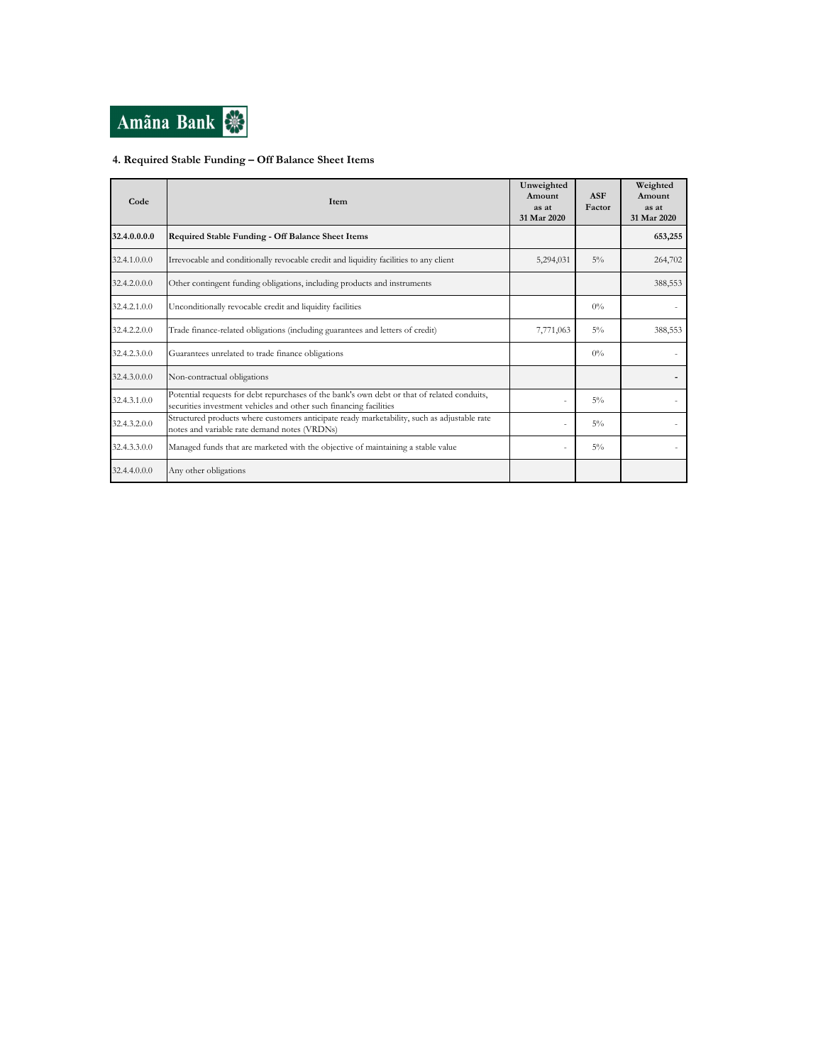Amãna Bank

## 4. Required Stable Funding – Off Balance Sheet Items

| Code | Item | Unweighted Amount as at 31 Mar 2020 | ASF Factor | Weighted Amount as at 31 Mar 2020 |
|---|---|---|---|---|
| **32.4.0.0.0.0** | **Required Stable Funding - Off Balance Sheet Items** | | | **653,255** |
| 32.4.1.0.0.0 | Irrevocable and conditionally revocable credit and liquidity facilities to any client | 5,294,031 | 5% | 264,702 |
| 32.4.2.0.0.0 | Other contingent funding obligations, including products and instruments | | | 388,553 |
| 32.4.2.1.0.0 | Unconditionally revocable credit and liquidity facilities | | 0% | - |
| 32.4.2.2.0.0 | Trade finance-related obligations (including guarantees and letters of credit) | 7,771,063 | 5% | 388,553 |
| 32.4.2.3.0.0 | Guarantees unrelated to trade finance obligations | | 0% | - |
| 32.4.3.0.0.0 | Non-contractual obligations | | | - |
| 32.4.3.1.0.0 | Potential requests for debt repurchases of the bank's own debt or that of related conduits, securities investment vehicles and other such financing facilities | - | 5% | - |
| 32.4.3.2.0.0 | Structured products where customers anticipate ready marketability, such as adjustable rate notes and variable rate demand notes (VRDNs) | - | 5% | - |
| 32.4.3.3.0.0 | Managed funds that are marketed with the objective of maintaining a stable value | - | 5% | - |
| 32.4.4.0.0.0 | Any other obligations | | | |